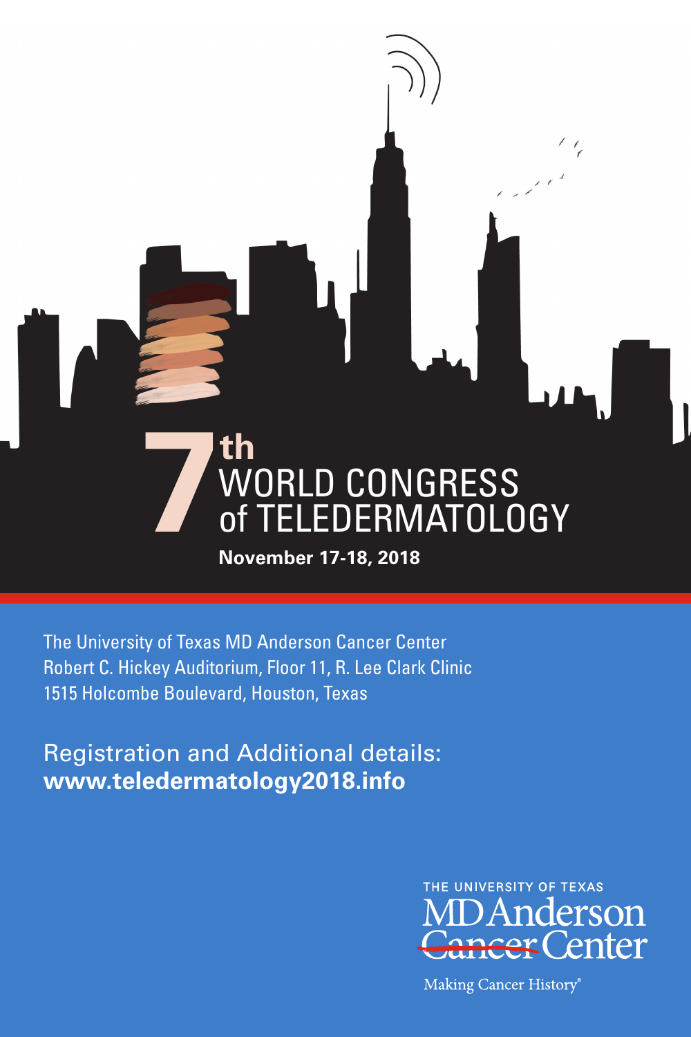# 7th WORLD CONGRESS of TELEDERMATOLOGY

**November 17-18, 2018**

The University of Texas MD Anderson Cancer Center
Robert C. Hickey Auditorium, Floor 11, R. Lee Clark Clinic
1515 Holcombe Boulevard, Houston, Texas

Registration and Additional details:
**www.teledermatology2018.info**

THE UNIVERSITY OF TEXAS
MD Anderson
~~Cancer~~ Center

Making Cancer History®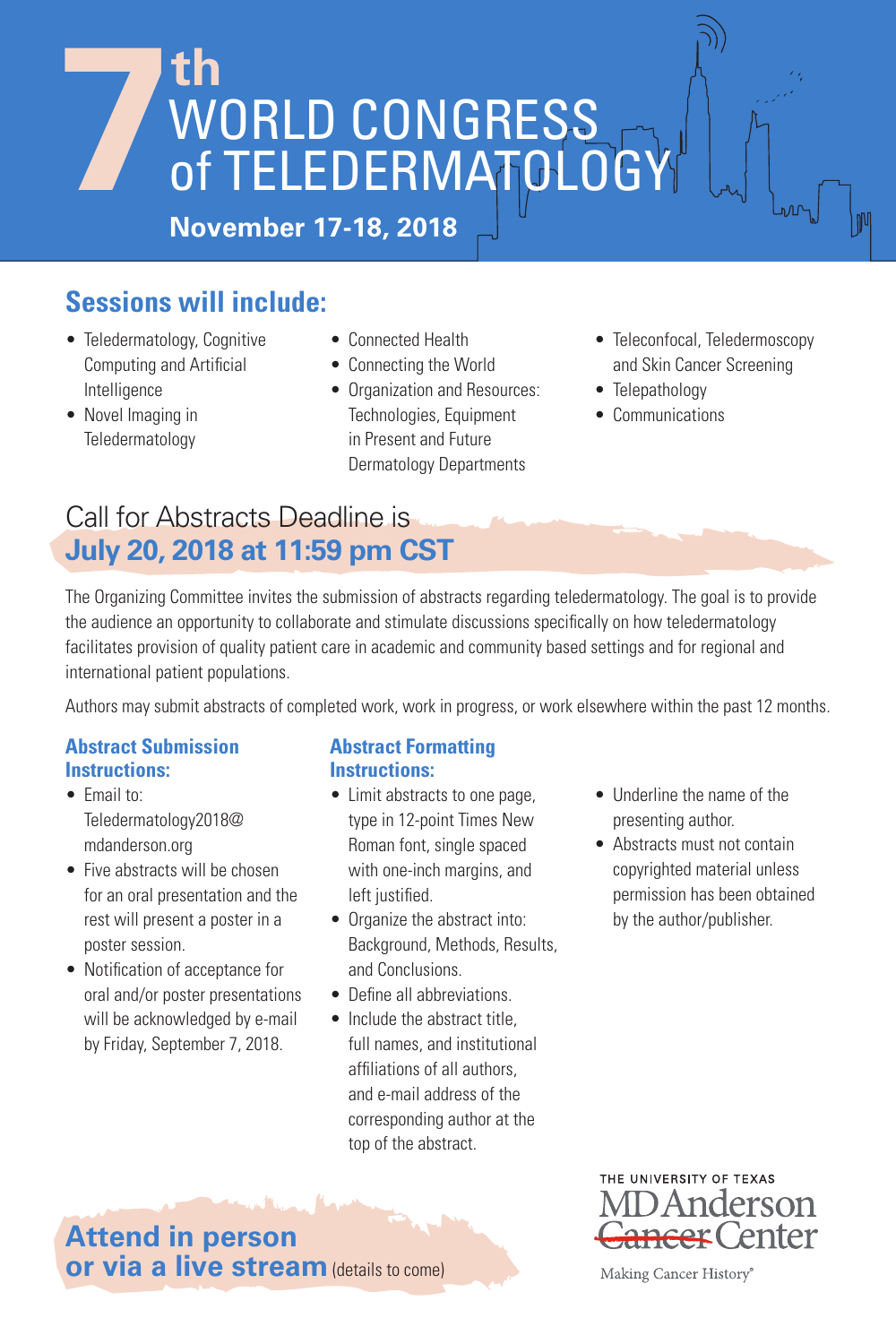# 7th WORLD CONGRESS of TELEDERMATOLOGY

**November 17-18, 2018**

## Sessions will include:

- Teledermatology, Cognitive Computing and Artificial Intelligence
- Novel Imaging in Teledermatology
- Connected Health
- Connecting the World
- Organization and Resources: Technologies, Equipment in Present and Future Dermatology Departments
- Teleconfocal, Teledermoscopy and Skin Cancer Screening
- Telepathology
- Communications

## Call for Abstracts Deadline is **July 20, 2018 at 11:59 pm CST**

The Organizing Committee invites the submission of abstracts regarding teledermatology. The goal is to provide the audience an opportunity to collaborate and stimulate discussions specifically on how teledermatology facilitates provision of quality patient care in academic and community based settings and for regional and international patient populations.

Authors may submit abstracts of completed work, work in progress, or work elsewhere within the past 12 months.

### Abstract Submission Instructions:

- Email to: Teledermatology2018@mdanderson.org
- Five abstracts will be chosen for an oral presentation and the rest will present a poster in a poster session.
- Notification of acceptance for oral and/or poster presentations will be acknowledged by e-mail by Friday, September 7, 2018.

### Abstract Formatting Instructions:

- Limit abstracts to one page, type in 12-point Times New Roman font, single spaced with one-inch margins, and left justified.
- Organize the abstract into: Background, Methods, Results, and Conclusions.
- Define all abbreviations.
- Include the abstract title, full names, and institutional affiliations of all authors, and e-mail address of the corresponding author at the top of the abstract.
- Underline the name of the presenting author.
- Abstracts must not contain copyrighted material unless permission has been obtained by the author/publisher.

**Attend in person or via a live stream** (details to come)

THE UNIVERSITY OF TEXAS MD Anderson Cancer Center

Making Cancer History®